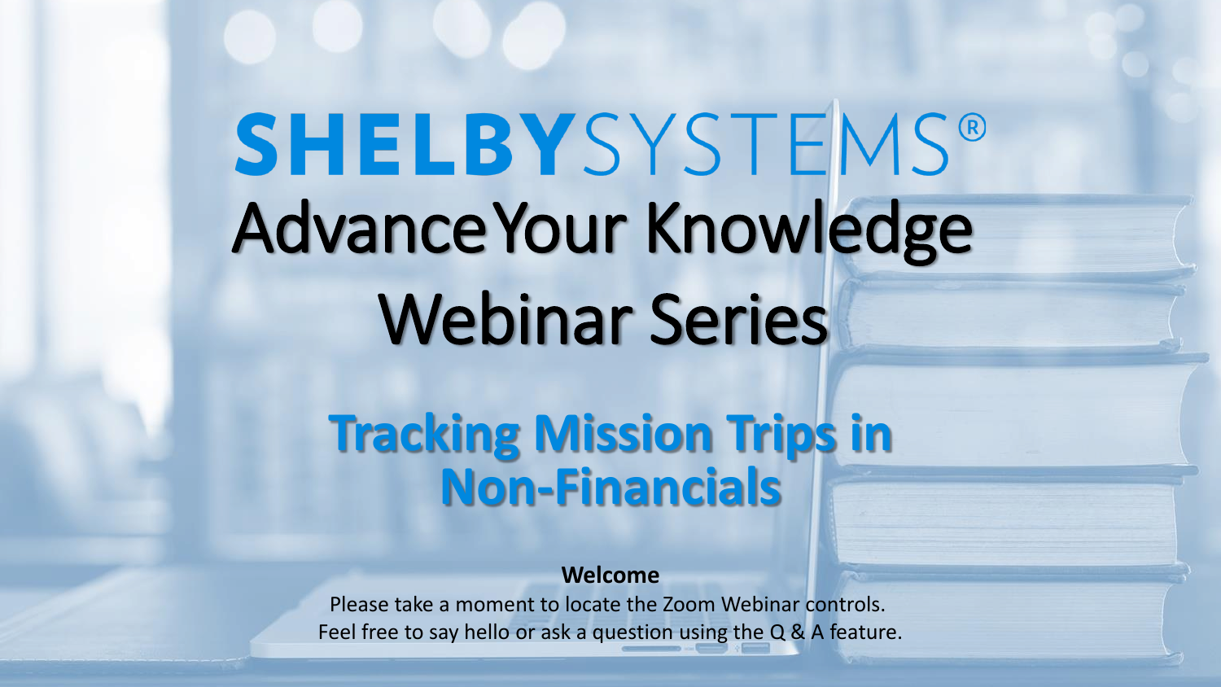# SHELBYSYSTEMS®

# Advance Your Knowledge Webinar Series

## Tracking Mission Trips in Non-Financials

**Welcome**

Please take a moment to locate the Zoom Webinar controls.
Feel free to say hello or ask a question using the Q & A feature.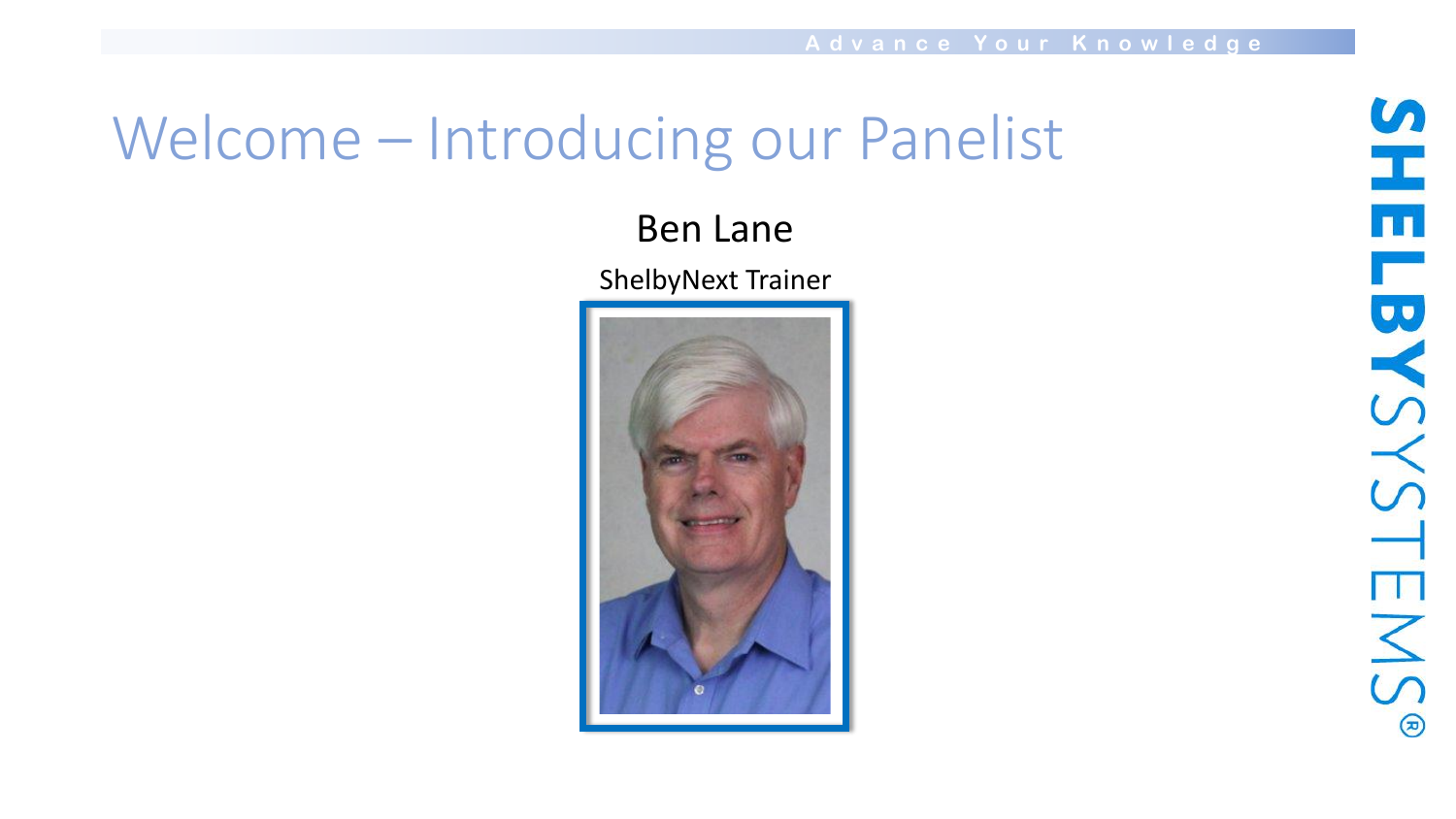# Welcome – Introducing our Panelist

Ben Lane

ShelbyNext Trainer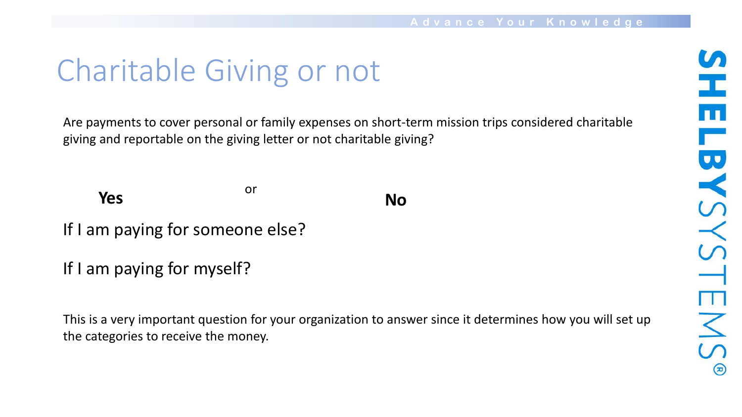# Charitable Giving or not

Are payments to cover personal or family expenses on short-term mission trips considered charitable giving and reportable on the giving letter or not charitable giving?

**Yes** or **No**

If I am paying for someone else?

If I am paying for myself?

This is a very important question for your organization to answer since it determines how you will set up the categories to receive the money.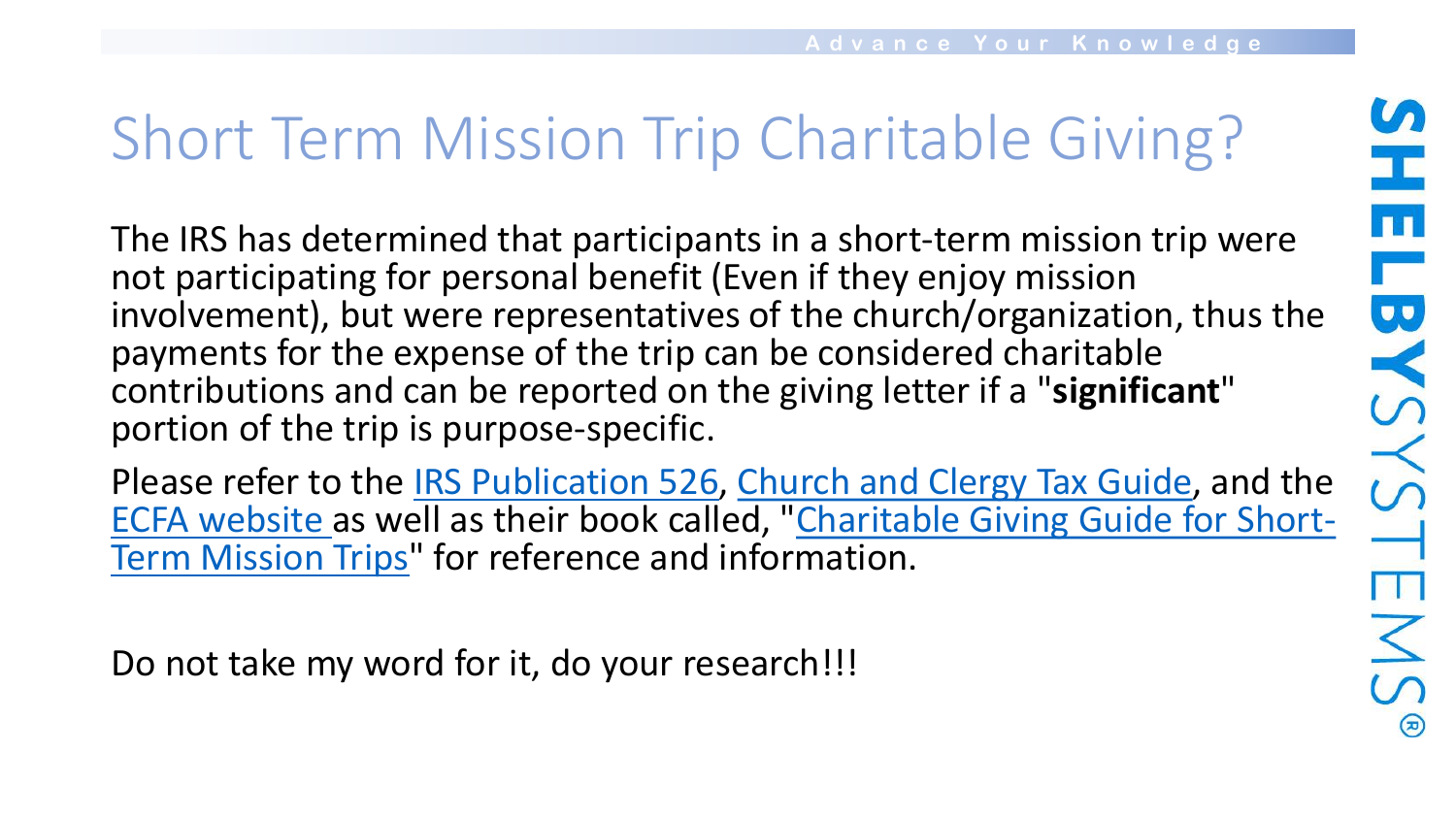# Short Term Mission Trip Charitable Giving?

The IRS has determined that participants in a short-term mission trip were not participating for personal benefit (Even if they enjoy mission involvement), but were representatives of the church/organization, thus the payments for the expense of the trip can be considered charitable contributions and can be reported on the giving letter if a "**significant**" portion of the trip is purpose-specific.

Please refer to the IRS Publication 526, Church and Clergy Tax Guide, and the ECFA website as well as their book called, "Charitable Giving Guide for Short-Term Mission Trips" for reference and information.

Do not take my word for it, do your research!!!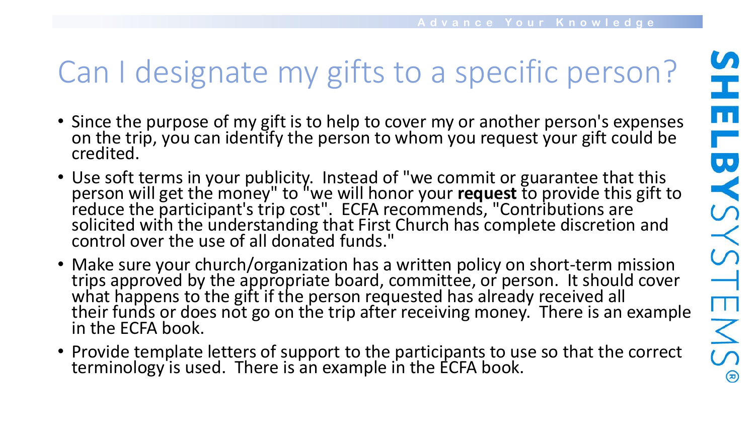# Can I designate my gifts to a specific person?

- Since the purpose of my gift is to help to cover my or another person's expenses on the trip, you can identify the person to whom you request your gift could be credited.
- Use soft terms in your publicity. Instead of "we commit or guarantee that this person will get the money" to "we will honor your **request** to provide this gift to reduce the participant's trip cost". ECFA recommends, "Contributions are solicited with the understanding that First Church has complete discretion and control over the use of all donated funds."
- Make sure your church/organization has a written policy on short-term mission trips approved by the appropriate board, committee, or person. It should cover what happens to the gift if the person requested has already received all their funds or does not go on the trip after receiving money. There is an example in the ECFA book.
- Provide template letters of support to the participants to use so that the correct terminology is used. There is an example in the ECFA book.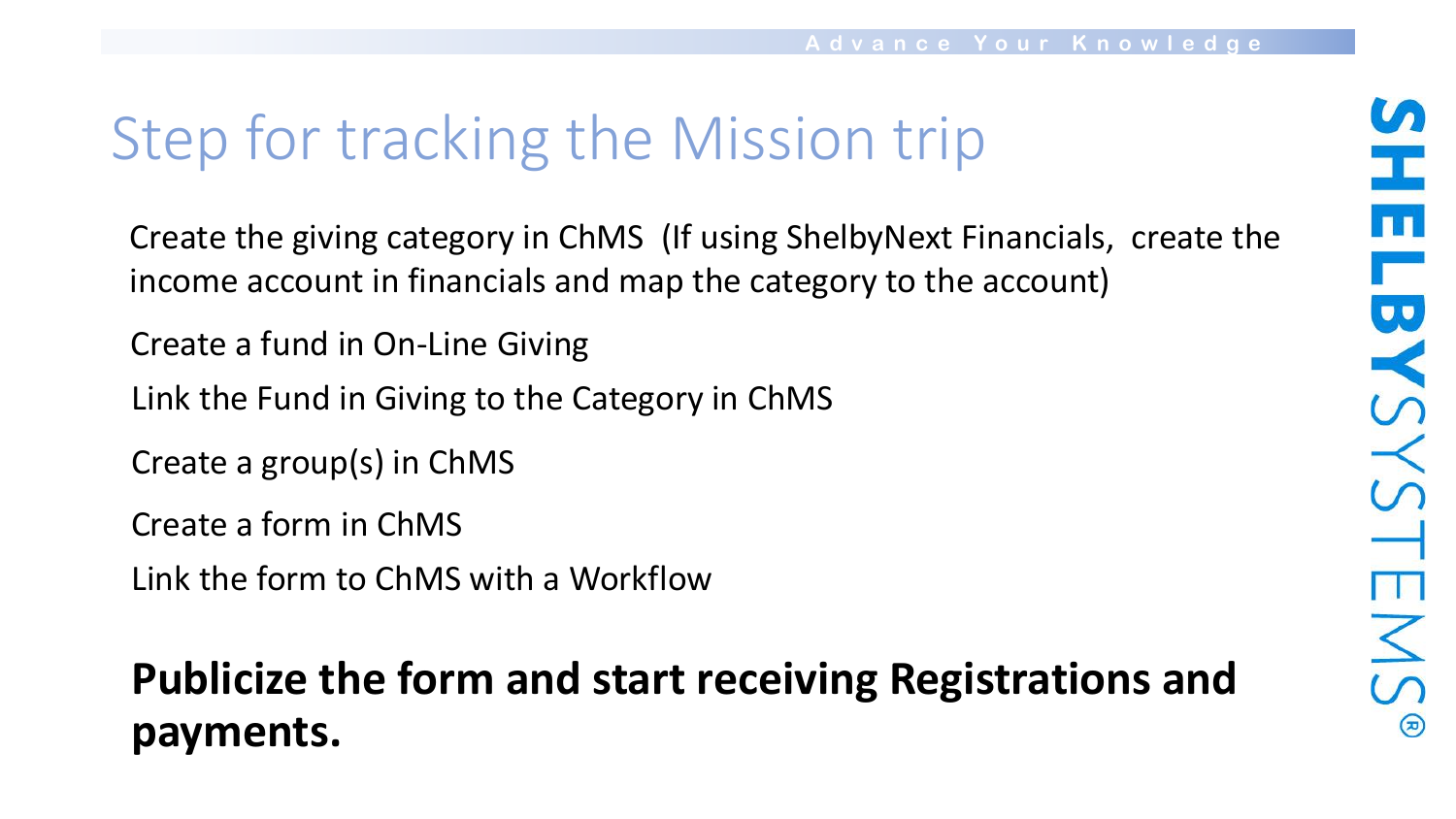# Step for tracking the Mission trip

Create the giving category in ChMS (If using ShelbyNext Financials, create the income account in financials and map the category to the account)

Create a fund in On-Line Giving

Link the Fund in Giving to the Category in ChMS

Create a group(s) in ChMS

Create a form in ChMS

Link the form to ChMS with a Workflow

**Publicize the form and start receiving Registrations and payments.**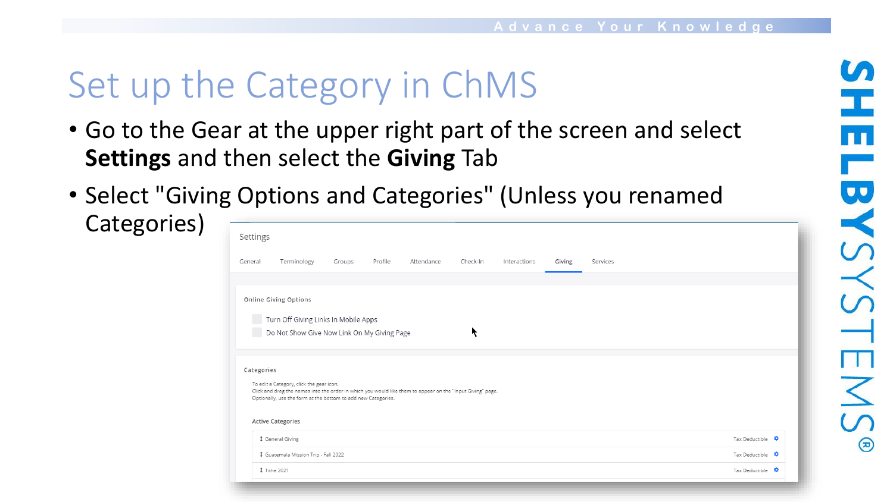# Set up the Category in ChMS

- Go to the Gear at the upper right part of the screen and select **Settings** and then select the **Giving** Tab
- Select "Giving Options and Categories" (Unless you renamed Categories)

Settings

General | Terminology | Groups | Profile | Attendance | Check-In | Interactions | Giving | Services

Online Giving Options

- Turn Off Giving Links In Mobile Apps
- Do Not Show Give Now Link On My Giving Page

Categories

To edit a Category, click the gear icon.
Click and drag the names into the order in which you would like them to appear on the "Input Giving" page.
Optionally, use the form at the bottom to add new Categories.

Active Categories

| Category | |
|---|---|
| General Giving | Tax Deductible |
| Guatemala Mission Trip - Fall 2022 | Tax Deductible |
| Tithe 2021 | Tax Deductible |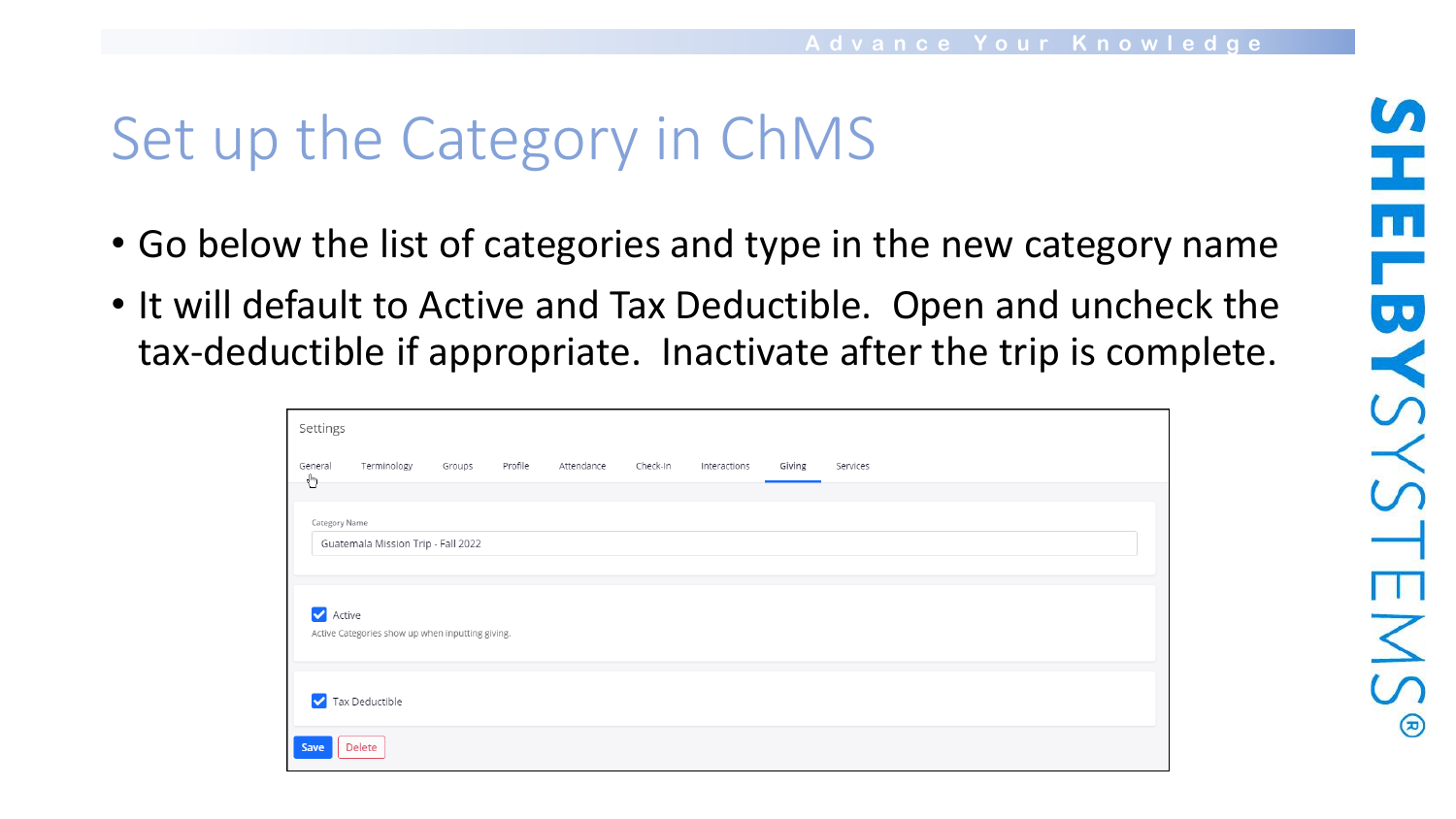# Set up the Category in ChMS

- Go below the list of categories and type in the new category name
- It will default to Active and Tax Deductible. Open and uncheck the tax-deductible if appropriate. Inactivate after the trip is complete.

Settings

General | Terminology | Groups | Profile | Attendance | Check-In | Interactions | Giving | Services

Category Name

Guatemala Mission Trip - Fall 2022

☑ Active

Active Categories show up when inputting giving.

☑ Tax Deductible

Save | Delete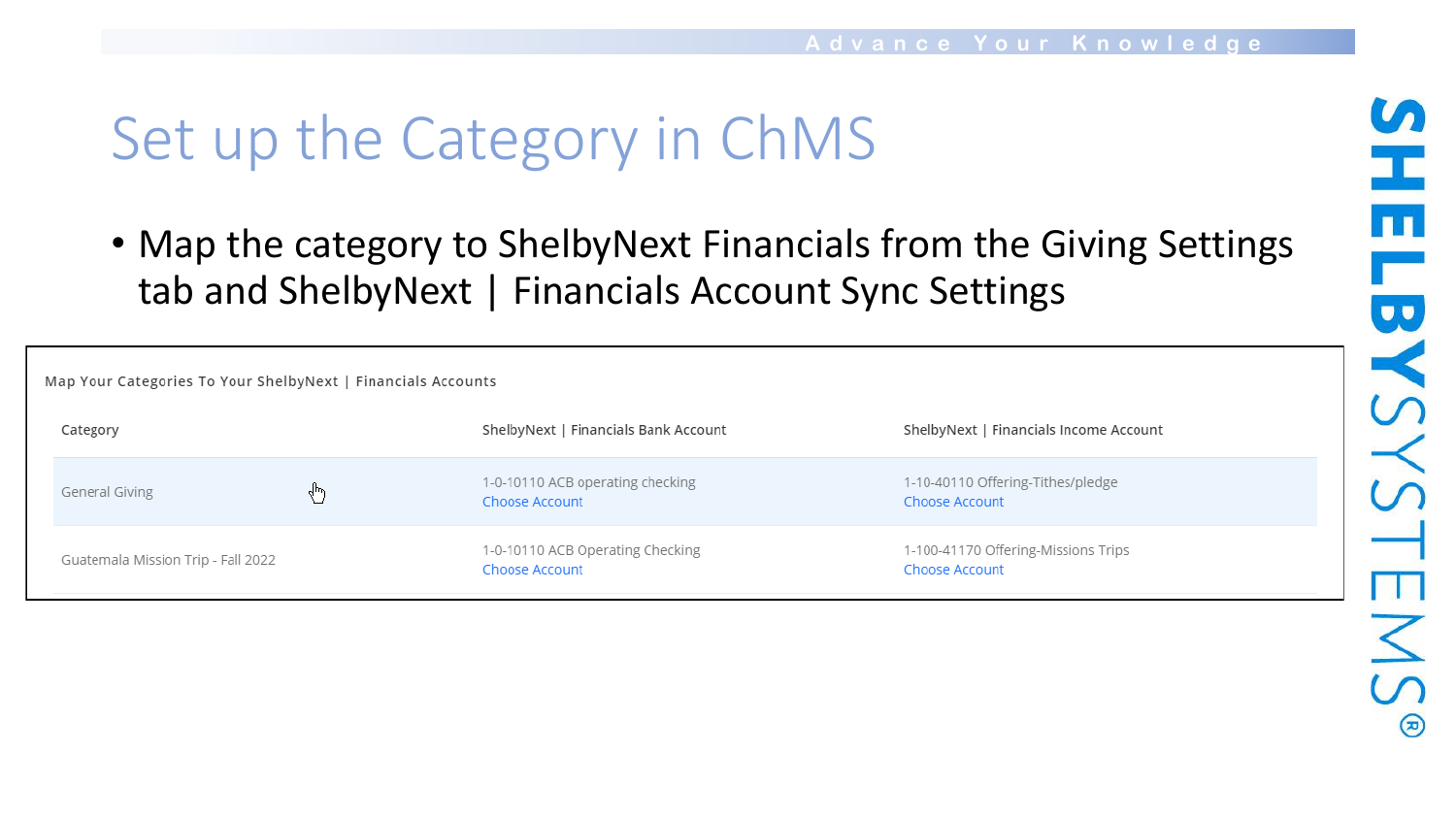# Set up the Category in ChMS

- Map the category to ShelbyNext Financials from the Giving Settings tab and ShelbyNext | Financials Account Sync Settings

Map Your Categories To Your ShelbyNext | Financials Accounts

| Category | ShelbyNext \| Financials Bank Account | ShelbyNext \| Financials Income Account |
|---|---|---|
| General Giving | 1-0-10110 ACB operating checking<br>Choose Account | 1-10-40110 Offering-Tithes/pledge<br>Choose Account |
| Guatemala Mission Trip - Fall 2022 | 1-0-10110 ACB Operating Checking<br>Choose Account | 1-100-41170 Offering-Missions Trips<br>Choose Account |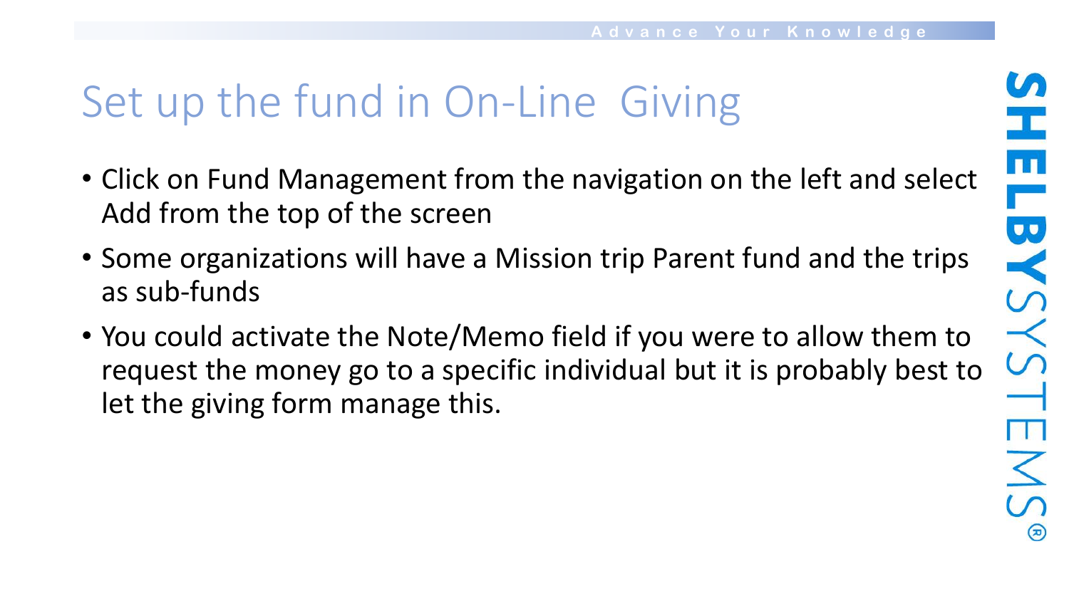# Set up the fund in On-Line  Giving

- Click on Fund Management from the navigation on the left and select Add from the top of the screen
- Some organizations will have a Mission trip Parent fund and the trips as sub-funds
- You could activate the Note/Memo field if you were to allow them to request the money go to a specific individual but it is probably best to let the giving form manage this.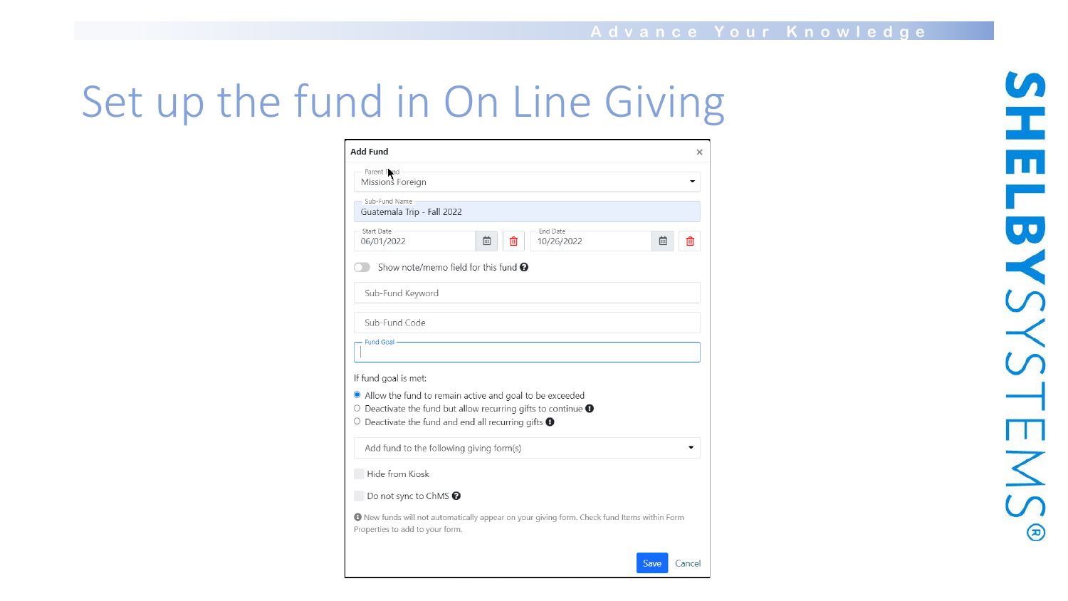# Set up the fund in On Line Giving

**Add Fund**

Parent Fund: Missions Foreign

Sub-Fund Name: Guatemala Trip - Fall 2022

Start Date: 06/01/2022

End Date: 10/26/2022

Show note/memo field for this fund

Sub-Fund Keyword

Sub-Fund Code

Fund Goal

If fund goal is met:

- Allow the fund to remain active and goal to be exceeded
- Deactivate the fund but allow recurring gifts to continue
- Deactivate the fund and end all recurring gifts

Add fund to the following giving form(s)

Hide from Kiosk

Do not sync to ChMS

New funds will not automatically appear on your giving form. Check fund Items within Form Properties to add to your form.

Save Cancel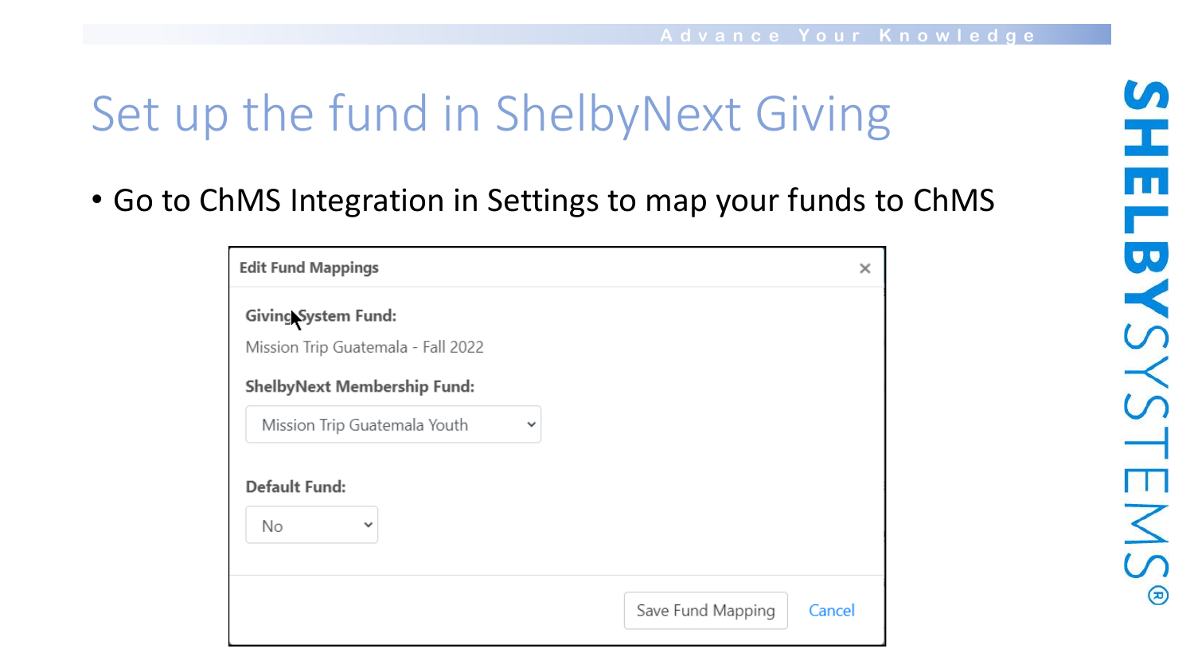# Set up the fund in ShelbyNext Giving

- Go to ChMS Integration in Settings to map your funds to ChMS

**Edit Fund Mappings**

**Giving System Fund:**

Mission Trip Guatemala - Fall 2022

**ShelbyNext Membership Fund:**

Mission Trip Guatemala Youth

**Default Fund:**

No

Save Fund Mapping | Cancel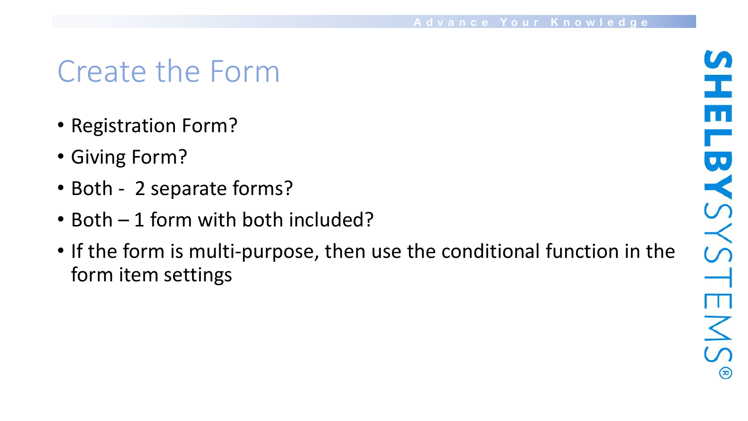# Create the Form

- Registration Form?
- Giving Form?
- Both - 2 separate forms?
- Both – 1 form with both included?
- If the form is multi-purpose, then use the conditional function in the form item settings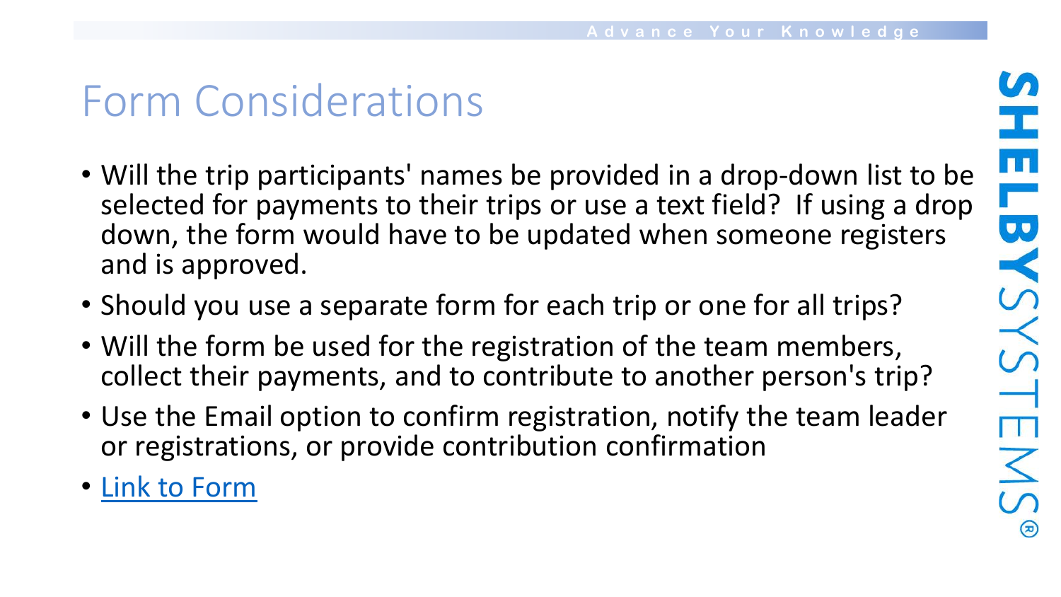# Form Considerations

- Will the trip participants' names be provided in a drop-down list to be selected for payments to their trips or use a text field? If using a drop down, the form would have to be updated when someone registers and is approved.
- Should you use a separate form for each trip or one for all trips?
- Will the form be used for the registration of the team members, collect their payments, and to contribute to another person's trip?
- Use the Email option to confirm registration, notify the team leader or registrations, or provide contribution confirmation
- Link to Form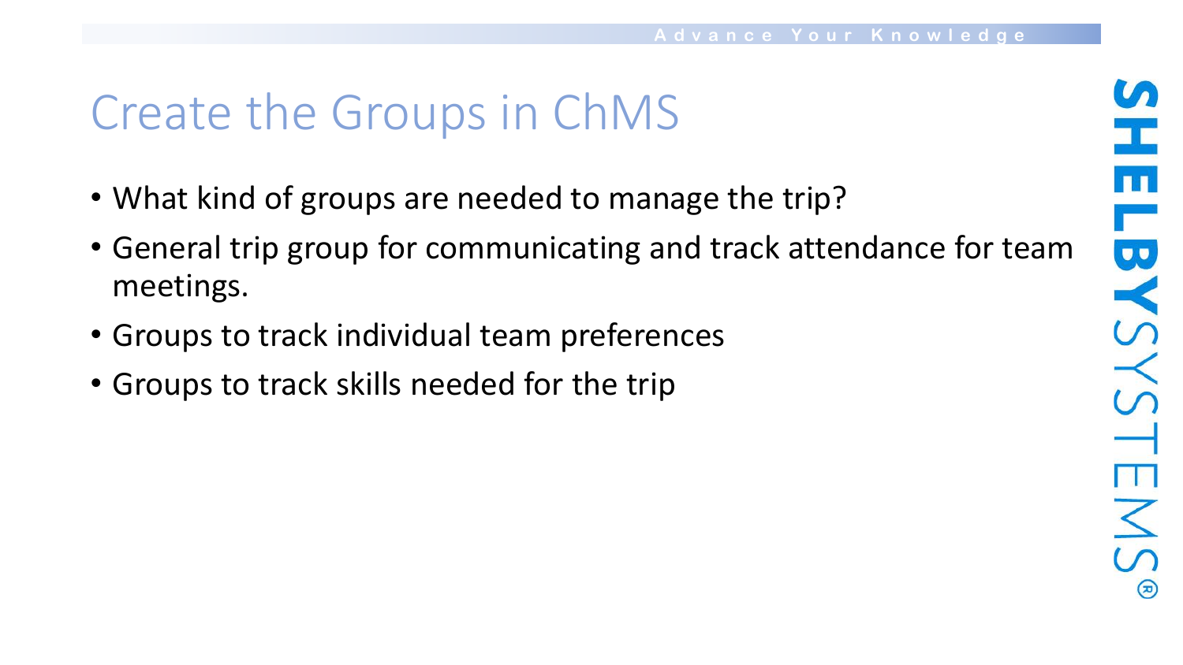# Create the Groups in ChMS

- What kind of groups are needed to manage the trip?
- General trip group for communicating and track attendance for team meetings.
- Groups to track individual team preferences
- Groups to track skills needed for the trip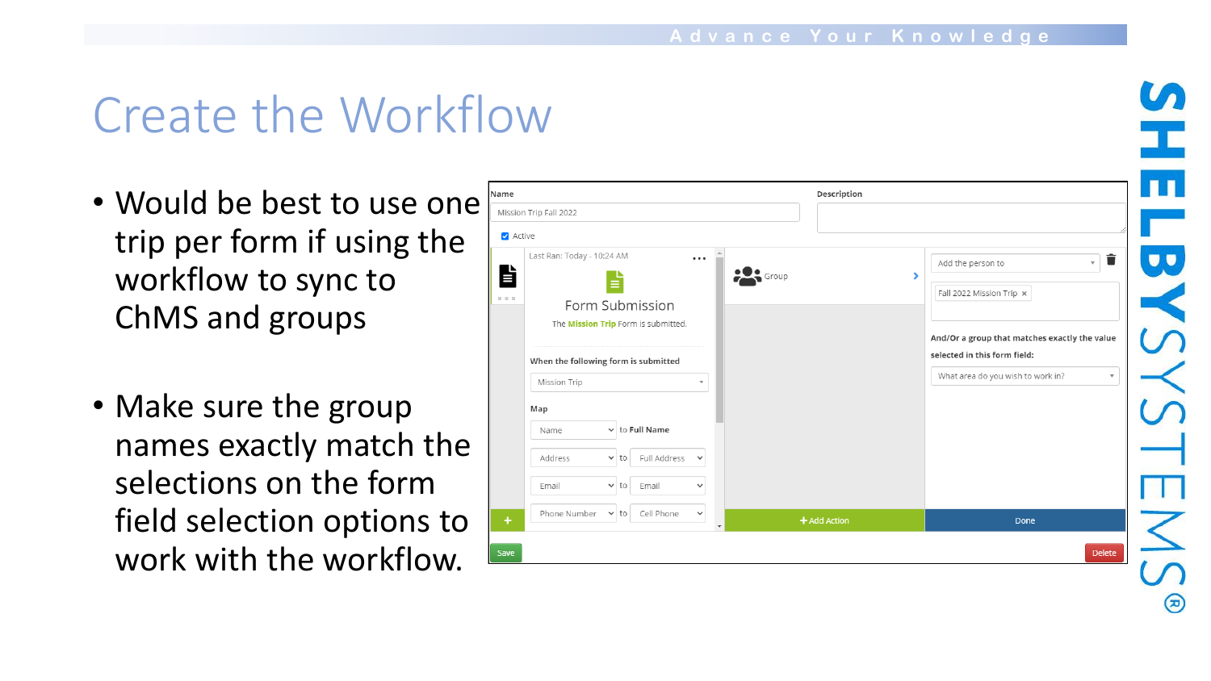# Create the Workflow

- Would be best to use one trip per form if using the workflow to sync to ChMS and groups
- Make sure the group names exactly match the selections on the form field selection options to work with the workflow.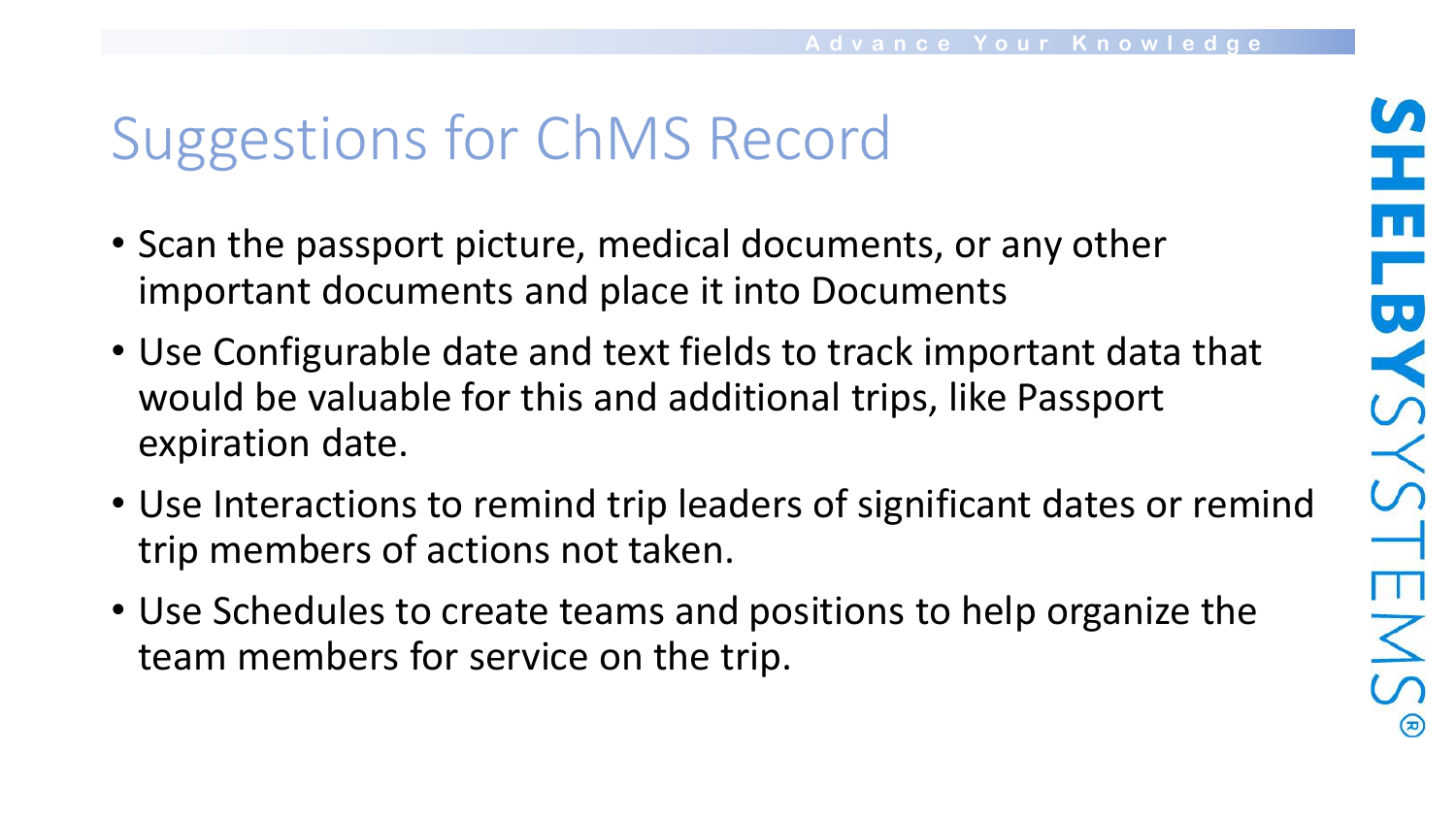# Suggestions for ChMS Record

- Scan the passport picture, medical documents, or any other important documents and place it into Documents
- Use Configurable date and text fields to track important data that would be valuable for this and additional trips, like Passport expiration date.
- Use Interactions to remind trip leaders of significant dates or remind trip members of actions not taken.
- Use Schedules to create teams and positions to help organize the team members for service on the trip.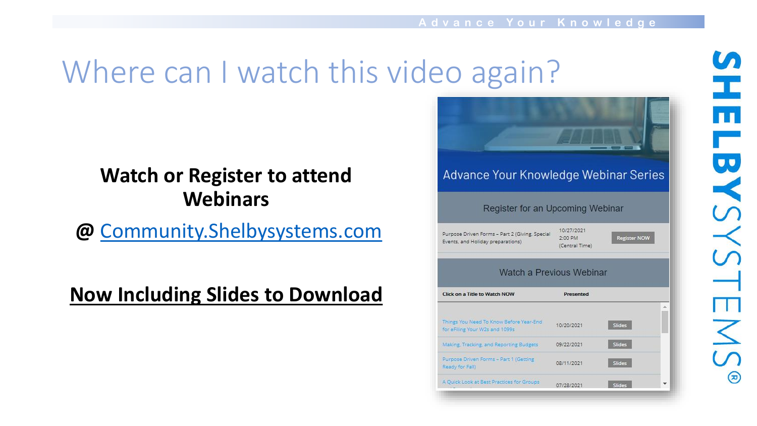# Where can I watch this video again?

**Watch or Register to attend Webinars**

**@ Community.Shelbysystems.com**

**Now Including Slides to Download**

Advance Your Knowledge Webinar Series

Register for an Upcoming Webinar

| | | |
|---|---|---|
| Purpose Driven Forms – Part 2 (Giving, Special Events, and Holiday preparations) | 10/27/2021 2:00 PM (Central Time) | Register NOW |

Watch a Previous Webinar

| Click on a Title to Watch NOW | Presented | |
|---|---|---|
| Things You Need To Know Before Year-End for eFiling Your W2s and 1099s | 10/20/2021 | Slides |
| Making, Tracking, and Reporting Budgets | 09/22/2021 | Slides |
| Purpose Driven Forms – Part 1 (Getting Ready for Fall) | 08/11/2021 | Slides |
| A Quick Look at Best Practices for Groups | 07/28/2021 | Slides |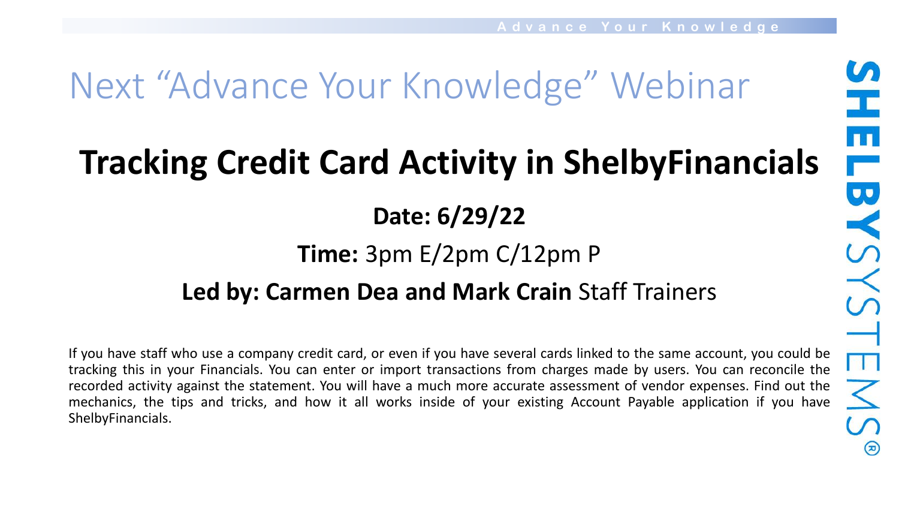# Next "Advance Your Knowledge" Webinar

## Tracking Credit Card Activity in ShelbyFinancials

**Date: 6/29/22**

**Time:** 3pm E/2pm C/12pm P

**Led by: Carmen Dea and Mark Crain** Staff Trainers

If you have staff who use a company credit card, or even if you have several cards linked to the same account, you could be tracking this in your Financials. You can enter or import transactions from charges made by users. You can reconcile the recorded activity against the statement. You will have a much more accurate assessment of vendor expenses. Find out the mechanics, the tips and tricks, and how it all works inside of your existing Account Payable application if you have ShelbyFinancials.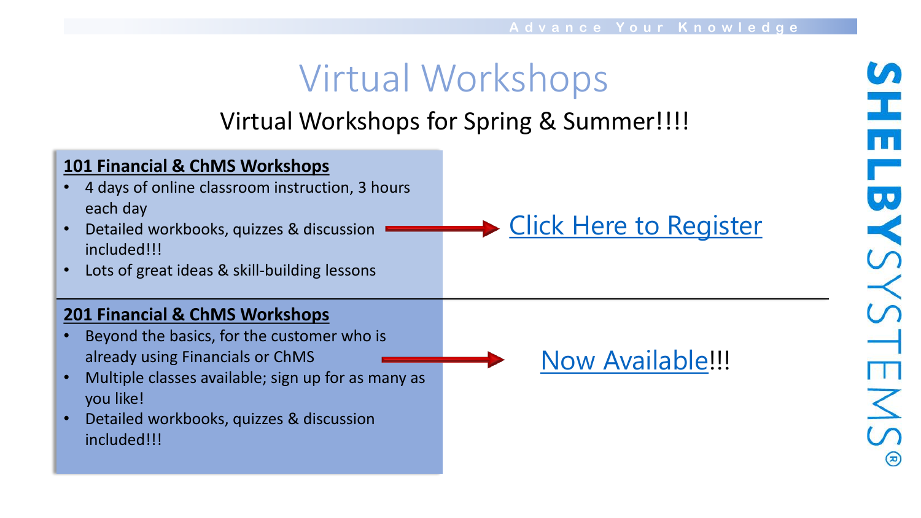# Virtual Workshops

## Virtual Workshops for Spring & Summer!!!!

**101 Financial & ChMS Workshops**

- 4 days of online classroom instruction, 3 hours each day
- Detailed workbooks, quizzes & discussion included!!!
- Lots of great ideas & skill-building lessons

Click Here to Register

**201 Financial & ChMS Workshops**

- Beyond the basics, for the customer who is already using Financials or ChMS
- Multiple classes available; sign up for as many as you like!
- Detailed workbooks, quizzes & discussion included!!!

Now Available!!!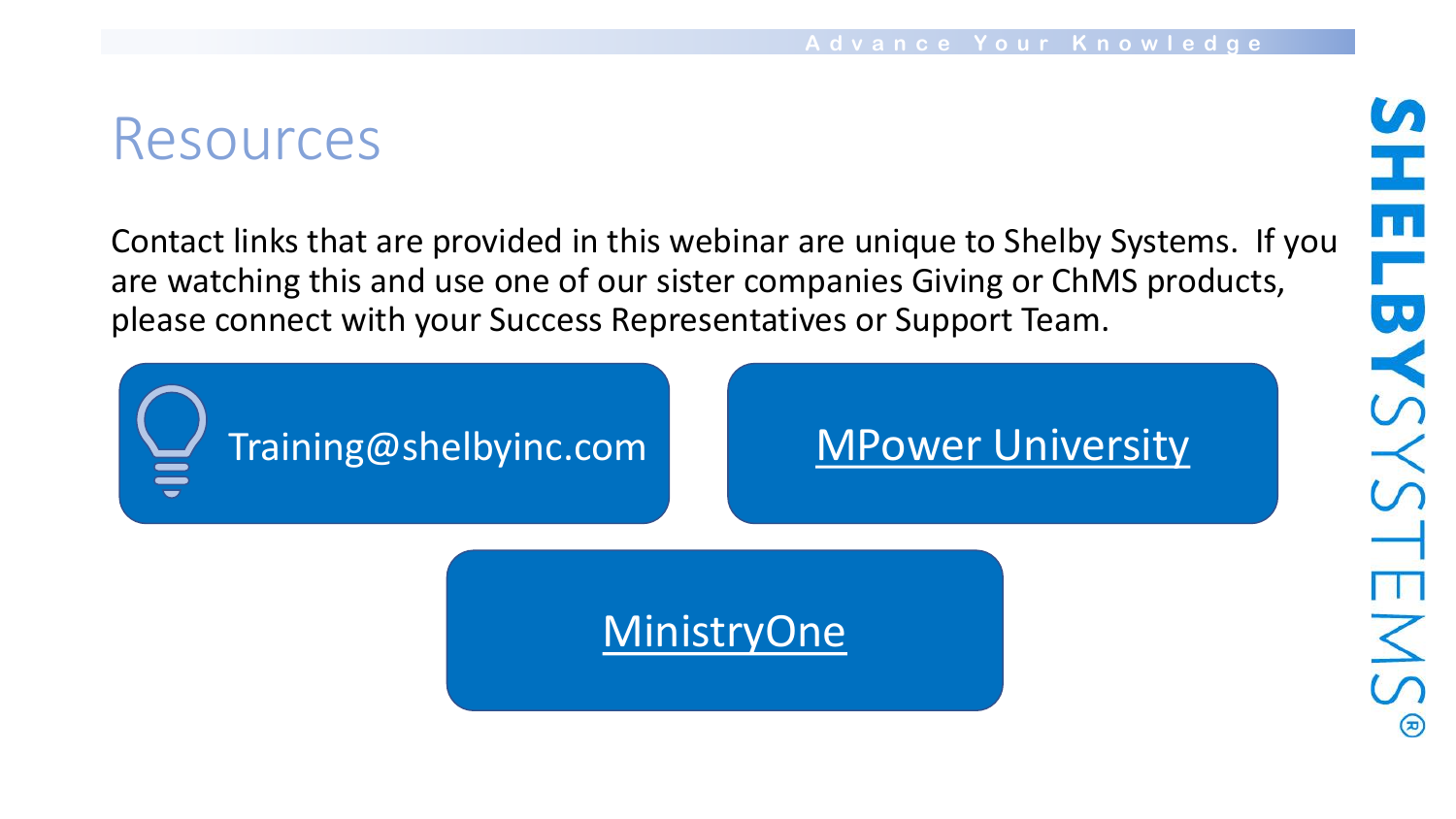# Resources

Contact links that are provided in this webinar are unique to Shelby Systems. If you are watching this and use one of our sister companies Giving or ChMS products, please connect with your Success Representatives or Support Team.

- Training@shelbyinc.com
- MPower University
- MinistryOne